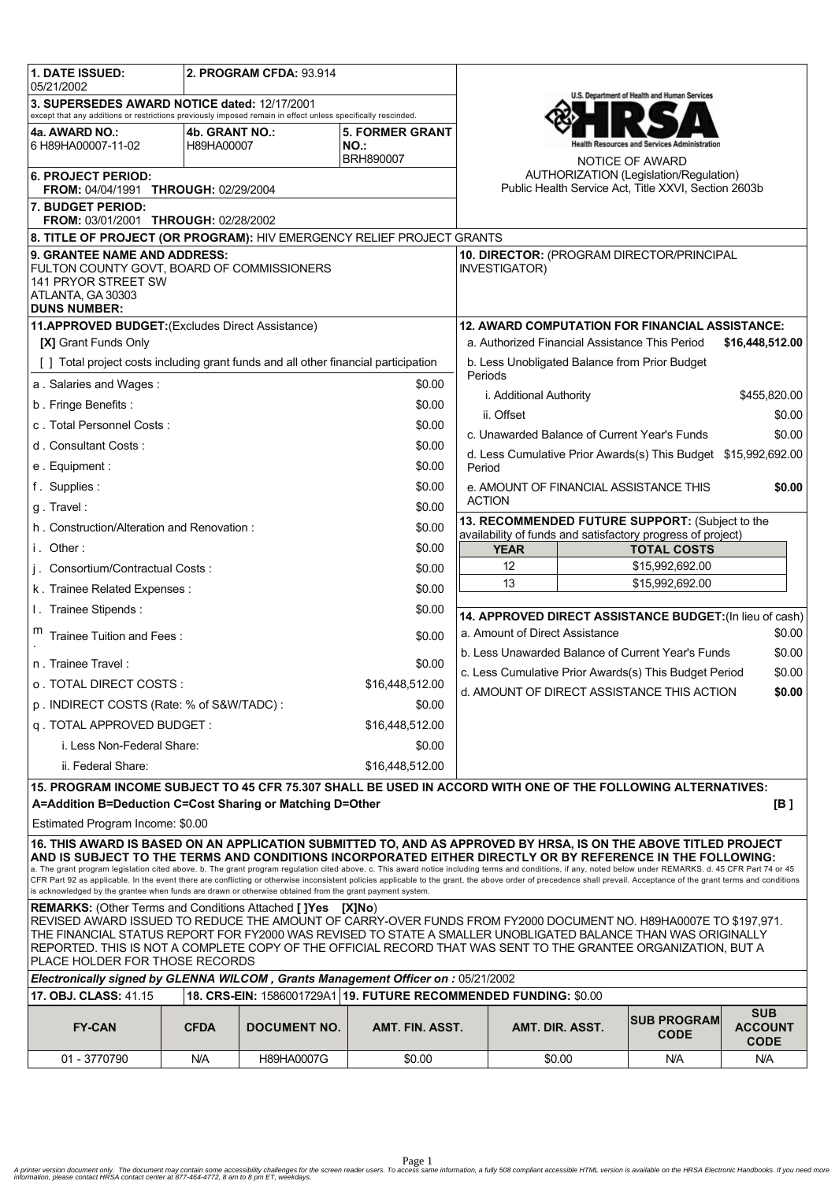| 1. DATE ISSUED: 05/21/2002 | 2. PROGRAM CFDA: 93.914 | |
|---|---|---|
| 3. SUPERSEDES AWARD NOTICE dated: 12/17/2001 except that any additions or restrictions previously imposed remain in effect unless specifically rescinded. | | |
| 4a. AWARD NO.: 6 H89HA00007-11-02 | 4b. GRANT NO.: H89HA00007 | 5. FORMER GRANT NO.: BRH890007 |
| 6. PROJECT PERIOD: FROM: 04/04/1991 THROUGH: 02/29/2004 | | |
| 7. BUDGET PERIOD: FROM: 03/01/2001 THROUGH: 02/28/2002 | | |

U.S. Department of Health and Human Services
HRSA
Health Resources and Services Administration

NOTICE OF AWARD
AUTHORIZATION (Legislation/Regulation)
Public Health Service Act, Title XXVI, Section 2603b

**8. TITLE OF PROJECT (OR PROGRAM):** HIV EMERGENCY RELIEF PROJECT GRANTS

**9. GRANTEE NAME AND ADDRESS:**
FULTON COUNTY GOVT, BOARD OF COMMISSIONERS
141 PRYOR STREET SW
ATLANTA, GA 30303
**DUNS NUMBER:**

**10. DIRECTOR:** (PROGRAM DIRECTOR/PRINCIPAL INVESTIGATOR)

**11.APPROVED BUDGET:**(Excludes Direct Assistance)

**[X]** Grant Funds Only

[ ] Total project costs including grant funds and all other financial participation

| Item | Amount |
|---|---|
| a . Salaries and Wages : | $0.00 |
| b . Fringe Benefits : | $0.00 |
| c . Total Personnel Costs : | $0.00 |
| d . Consultant Costs : | $0.00 |
| e . Equipment : | $0.00 |
| f . Supplies : | $0.00 |
| g . Travel : | $0.00 |
| h . Construction/Alteration and Renovation : | $0.00 |
| i . Other : | $0.00 |
| j . Consortium/Contractual Costs : | $0.00 |
| k . Trainee Related Expenses : | $0.00 |
| l . Trainee Stipends : | $0.00 |
| m . Trainee Tuition and Fees : | $0.00 |
| n . Trainee Travel : | $0.00 |
| o . TOTAL DIRECT COSTS : | $16,448,512.00 |
| p . INDIRECT COSTS (Rate: % of S&W/TADC) : | $0.00 |
| q . TOTAL APPROVED BUDGET : | $16,448,512.00 |
| i. Less Non-Federal Share: | $0.00 |
| ii. Federal Share: | $16,448,512.00 |

**12. AWARD COMPUTATION FOR FINANCIAL ASSISTANCE:**

| Item | Amount |
|---|---|
| a. Authorized Financial Assistance This Period | **$16,448,512.00** |
| b. Less Unobligated Balance from Prior Budget Periods | |
| i. Additional Authority | $455,820.00 |
| ii. Offset | $0.00 |
| c. Unawarded Balance of Current Year's Funds | $0.00 |
| d. Less Cumulative Prior Awards(s) This Budget Period | $15,992,692.00 |
| e. AMOUNT OF FINANCIAL ASSISTANCE THIS ACTION | **$0.00** |

**13. RECOMMENDED FUTURE SUPPORT:** (Subject to the availability of funds and satisfactory progress of project)

| YEAR | TOTAL COSTS |
|---|---|
| 12 | $15,992,692.00 |
| 13 | $15,992,692.00 |

**14. APPROVED DIRECT ASSISTANCE BUDGET:**(In lieu of cash)

| Item | Amount |
|---|---|
| a. Amount of Direct Assistance | $0.00 |
| b. Less Unawarded Balance of Current Year's Funds | $0.00 |
| c. Less Cumulative Prior Awards(s) This Budget Period | $0.00 |
| d. AMOUNT OF DIRECT ASSISTANCE THIS ACTION | **$0.00** |

**15. PROGRAM INCOME SUBJECT TO 45 CFR 75.307 SHALL BE USED IN ACCORD WITH ONE OF THE FOLLOWING ALTERNATIVES:**
**A=Addition B=Deduction C=Cost Sharing or Matching D=Other** **[B ]**

Estimated Program Income: $0.00

**16. THIS AWARD IS BASED ON AN APPLICATION SUBMITTED TO, AND AS APPROVED BY HRSA, IS ON THE ABOVE TITLED PROJECT AND IS SUBJECT TO THE TERMS AND CONDITIONS INCORPORATED EITHER DIRECTLY OR BY REFERENCE IN THE FOLLOWING:**
a. The grant program legislation cited above. b. The grant program regulation cited above. c. This award notice including terms and conditions, if any, noted below under REMARKS. d. 45 CFR Part 74 or 45 CFR Part 92 as applicable. In the event there are conflicting or otherwise inconsistent policies applicable to the grant, the above order of precedence shall prevail. Acceptance of the grant terms and conditions is acknowledged by the grantee when funds are drawn or otherwise obtained from the grant payment system.

**REMARKS:** (Other Terms and Conditions Attached **[ ]Yes [X]No**)
REVISED AWARD ISSUED TO REDUCE THE AMOUNT OF CARRY-OVER FUNDS FROM FY2000 DOCUMENT NO. H89HA0007E TO $197,971. THE FINANCIAL STATUS REPORT FOR FY2000 WAS REVISED TO STATE A SMALLER UNOBLIGATED BALANCE THAN WAS ORIGINALLY REPORTED. THIS IS NOT A COMPLETE COPY OF THE OFFICIAL RECORD THAT WAS SENT TO THE GRANTEE ORGANIZATION, BUT A PLACE HOLDER FOR THOSE RECORDS

***Electronically signed by GLENNA WILCOM , Grants Management Officer on :*** 05/21/2002

**17. OBJ. CLASS:** 41.15 | **18. CRS-EIN:** 1586001729A1 | **19. FUTURE RECOMMENDED FUNDING:** $0.00

| FY-CAN | CFDA | DOCUMENT NO. | AMT. FIN. ASST. | AMT. DIR. ASST. | SUB PROGRAM CODE | SUB ACCOUNT CODE |
|---|---|---|---|---|---|---|
| 01 - 3770790 | N/A | H89HA0007G | $0.00 | $0.00 | N/A | N/A |

*A printer version document only. The document may contain some accessibility challenges for the screen reader users. To access same information, a fully 508 compliant accessible HTML version is available on the HRSA Electronic Handbooks. If you need more information, please contact HRSA contact center at 877-464-4772, 8 am to 8 pm ET, weekdays.*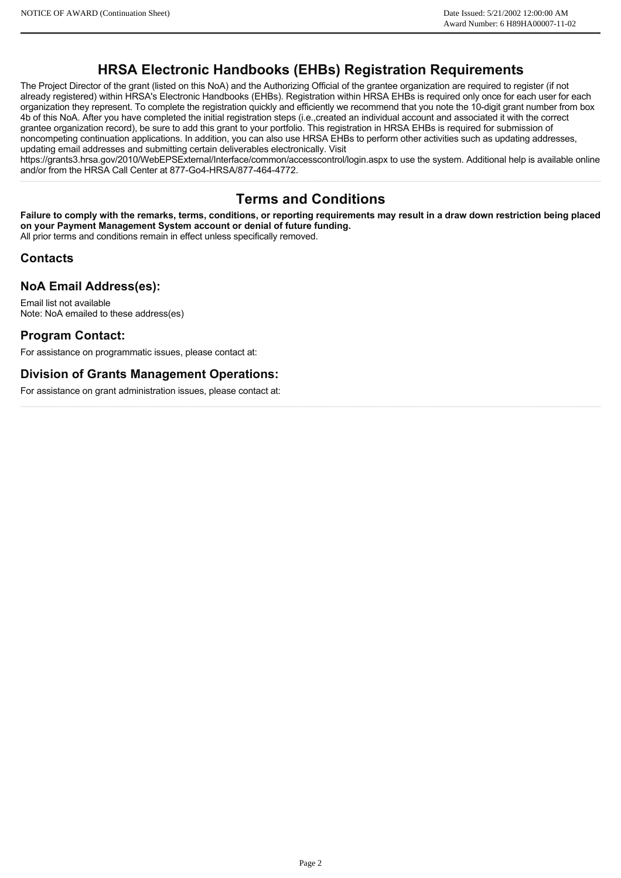## HRSA Electronic Handbooks (EHBs) Registration Requirements

The Project Director of the grant (listed on this NoA) and the Authorizing Official of the grantee organization are required to register (if not already registered) within HRSA's Electronic Handbooks (EHBs). Registration within HRSA EHBs is required only once for each user for each organization they represent. To complete the registration quickly and efficiently we recommend that you note the 10-digit grant number from box 4b of this NoA. After you have completed the initial registration steps (i.e.,created an individual account and associated it with the correct grantee organization record), be sure to add this grant to your portfolio. This registration in HRSA EHBs is required for submission of noncompeting continuation applications. In addition, you can also use HRSA EHBs to perform other activities such as updating addresses, updating email addresses and submitting certain deliverables electronically. Visit https://grants3.hrsa.gov/2010/WebEPSExternal/Interface/common/accesscontrol/login.aspx to use the system. Additional help is available online and/or from the HRSA Call Center at 877-Go4-HRSA/877-464-4772.

## Terms and Conditions

**Failure to comply with the remarks, terms, conditions, or reporting requirements may result in a draw down restriction being placed on your Payment Management System account or denial of future funding.**
All prior terms and conditions remain in effect unless specifically removed.

### Contacts

### NoA Email Address(es):

Email list not available
Note: NoA emailed to these address(es)

### Program Contact:

For assistance on programmatic issues, please contact at:

### Division of Grants Management Operations:

For assistance on grant administration issues, please contact at: